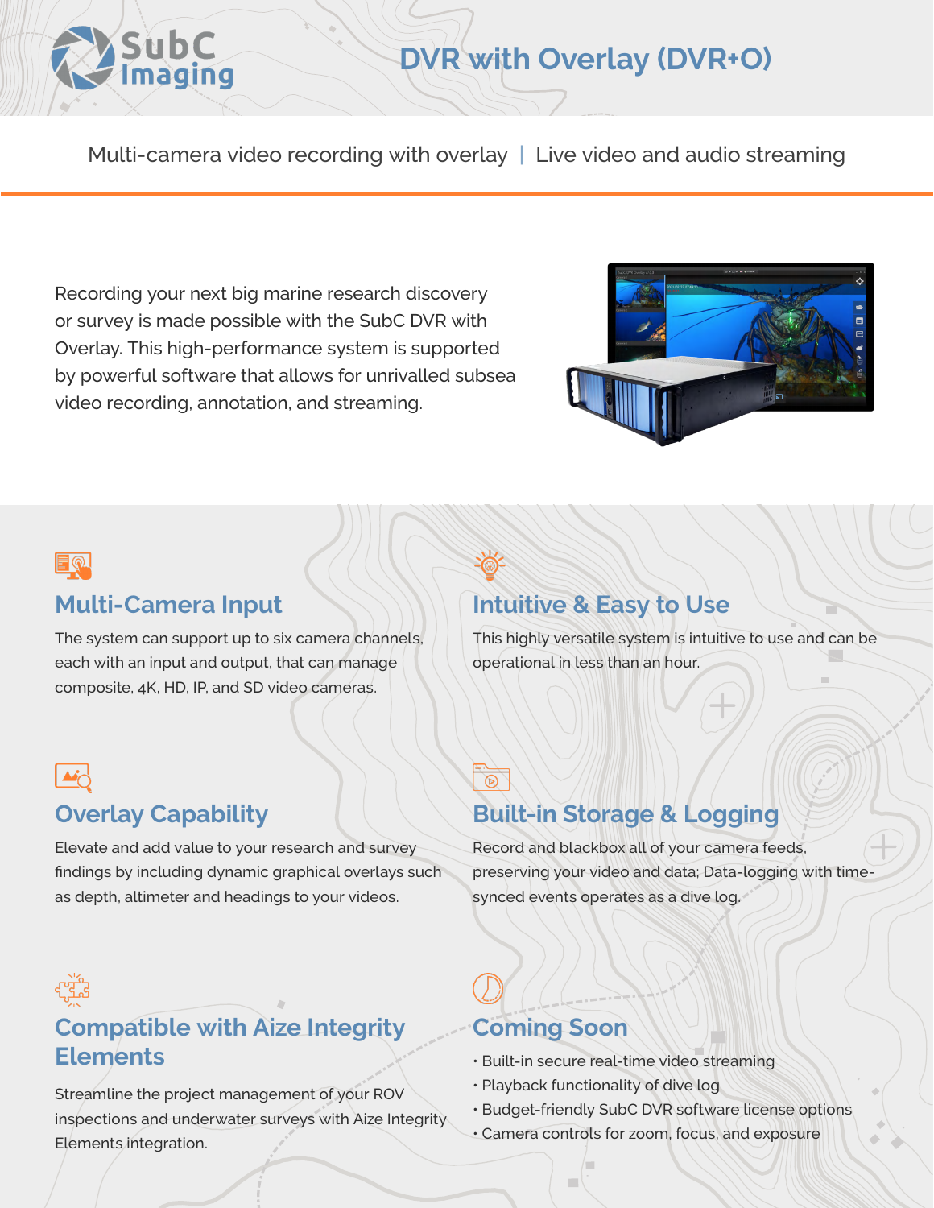# DVR with Overlay (DVR+O)

Multi-camera video recording with overlay | Live video and audio streaming

Recording your next big marine research discovery or survey is made possible with the SubC DVR with Overlay. This high-performance system is supported by powerful software that allows for unrivalled subsea video recording, annotation, and streaming.

## Multi-Camera Input

The system can support up to six camera channels, each with an input and output, that can manage composite, 4K, HD, IP, and SD video cameras.

## Intuitive & Easy to Use

This highly versatile system is intuitive to use and can be operational in less than an hour.

## Overlay Capability

Elevate and add value to your research and survey findings by including dynamic graphical overlays such as depth, altimeter and headings to your videos.

## Built-in Storage & Logging

Record and blackbox all of your camera feeds, preserving your video and data; Data-logging with time-synced events operates as a dive log.

## Compatible with Aize Integrity Elements

Streamline the project management of your ROV inspections and underwater surveys with Aize Integrity Elements integration.

## Coming Soon

- Built-in secure real-time video streaming
- Playback functionality of dive log
- Budget-friendly SubC DVR software license options
- Camera controls for zoom, focus, and exposure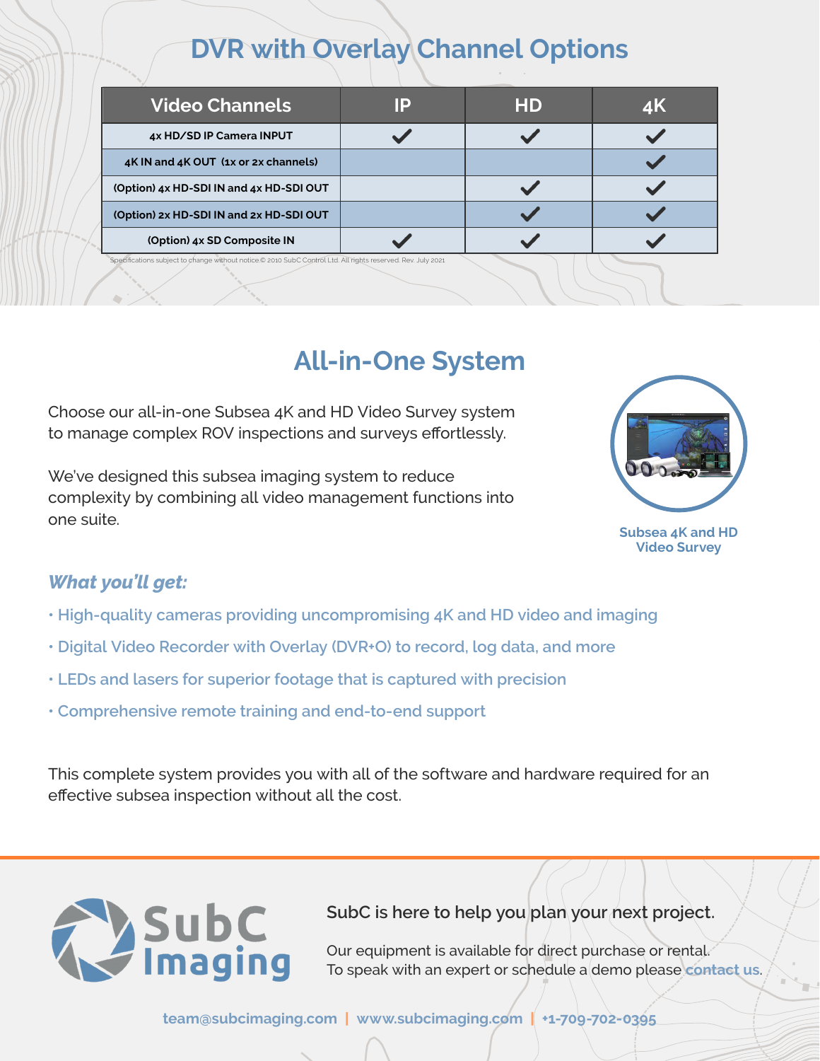## DVR with Overlay Channel Options

| Video Channels | IP | HD | 4K |
|---|---|---|---|
| 4x HD/SD IP Camera INPUT | ✓ | ✓ | ✓ |
| 4K IN and 4K OUT (1x or 2x channels) | | | ✓ |
| (Option) 4x HD-SDI IN and 4x HD-SDI OUT | | ✓ | ✓ |
| (Option) 2x HD-SDI IN and 2x HD-SDI OUT | | ✓ | ✓ |
| (Option) 4x SD Composite IN | ✓ | ✓ | ✓ |

Specifications subject to change without notice.© 2010 SubC Control Ltd. All rights reserved. Rev. July 2021

## All-in-One System

Choose our all-in-one Subsea 4K and HD Video Survey system to manage complex ROV inspections and surveys effortlessly.

We've designed this subsea imaging system to reduce complexity by combining all video management functions into one suite.

Subsea 4K and HD Video Survey

### *What you'll get:*

- High-quality cameras providing uncompromising 4K and HD video and imaging
- Digital Video Recorder with Overlay (DVR+O) to record, log data, and more
- LEDs and lasers for superior footage that is captured with precision
- Comprehensive remote training and end-to-end support

This complete system provides you with all of the software and hardware required for an effective subsea inspection without all the cost.

SubC Imaging

**SubC is here to help you plan your next project.**

Our equipment is available for direct purchase or rental.
To speak with an expert or schedule a demo please contact us.

team@subcimaging.com | www.subcimaging.com | +1-709-702-0395